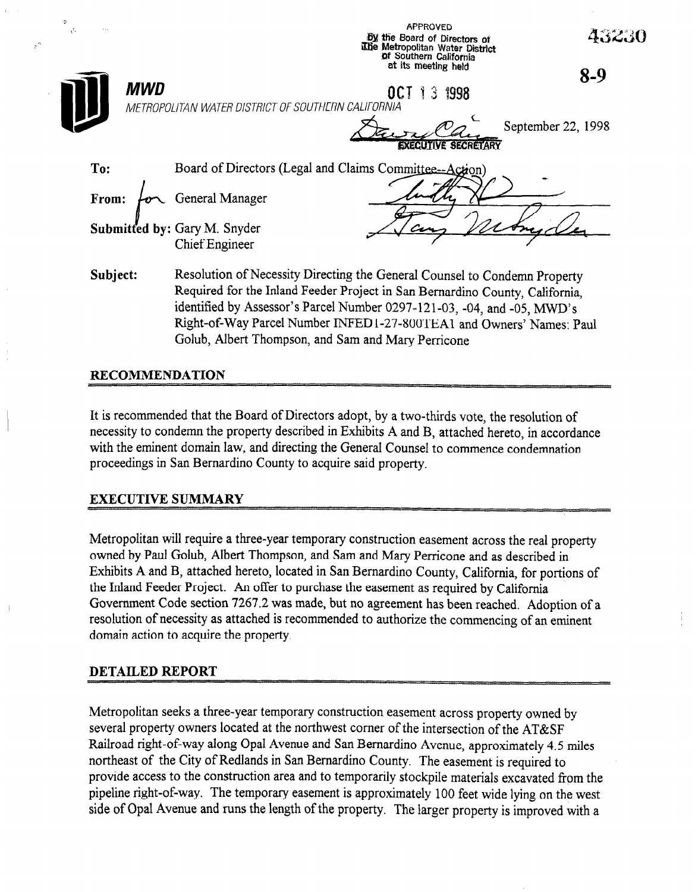APPROVED
by the Board of Directors of
The Metropolitan Water District
of Southern California
at its meeting held

OCT 13 1998

EXECUTIVE SECRETARY

43230

8-9

**MWD**

METROPOLITAN WATER DISTRICT OF SOUTHERN CALIFORNIA

September 22, 1998

**To:** Board of Directors (Legal and Claims Committee--Action)

**From:** for General Manager

**Submitted by:** Gary M. Snyder
Chief Engineer

**Subject:** Resolution of Necessity Directing the General Counsel to Condemn Property Required for the Inland Feeder Project in San Bernardino County, California, identified by Assessor's Parcel Number 0297-121-03, -04, and -05, MWD's Right-of-Way Parcel Number INFED1-27-800TEA1 and Owners' Names: Paul Golub, Albert Thompson, and Sam and Mary Perricone

## RECOMMENDATION

It is recommended that the Board of Directors adopt, by a two-thirds vote, the resolution of necessity to condemn the property described in Exhibits A and B, attached hereto, in accordance with the eminent domain law, and directing the General Counsel to commence condemnation proceedings in San Bernardino County to acquire said property.

## EXECUTIVE SUMMARY

Metropolitan will require a three-year temporary construction easement across the real property owned by Paul Golub, Albert Thompson, and Sam and Mary Perricone and as described in Exhibits A and B, attached hereto, located in San Bernardino County, California, for portions of the Inland Feeder Project. An offer to purchase the easement as required by California Government Code section 7267.2 was made, but no agreement has been reached. Adoption of a resolution of necessity as attached is recommended to authorize the commencing of an eminent domain action to acquire the property.

## DETAILED REPORT

Metropolitan seeks a three-year temporary construction easement across property owned by several property owners located at the northwest corner of the intersection of the AT&SF Railroad right-of-way along Opal Avenue and San Bernardino Avenue, approximately 4.5 miles northeast of the City of Redlands in San Bernardino County. The easement is required to provide access to the construction area and to temporarily stockpile materials excavated from the pipeline right-of-way. The temporary easement is approximately 100 feet wide lying on the west side of Opal Avenue and runs the length of the property. The larger property is improved with a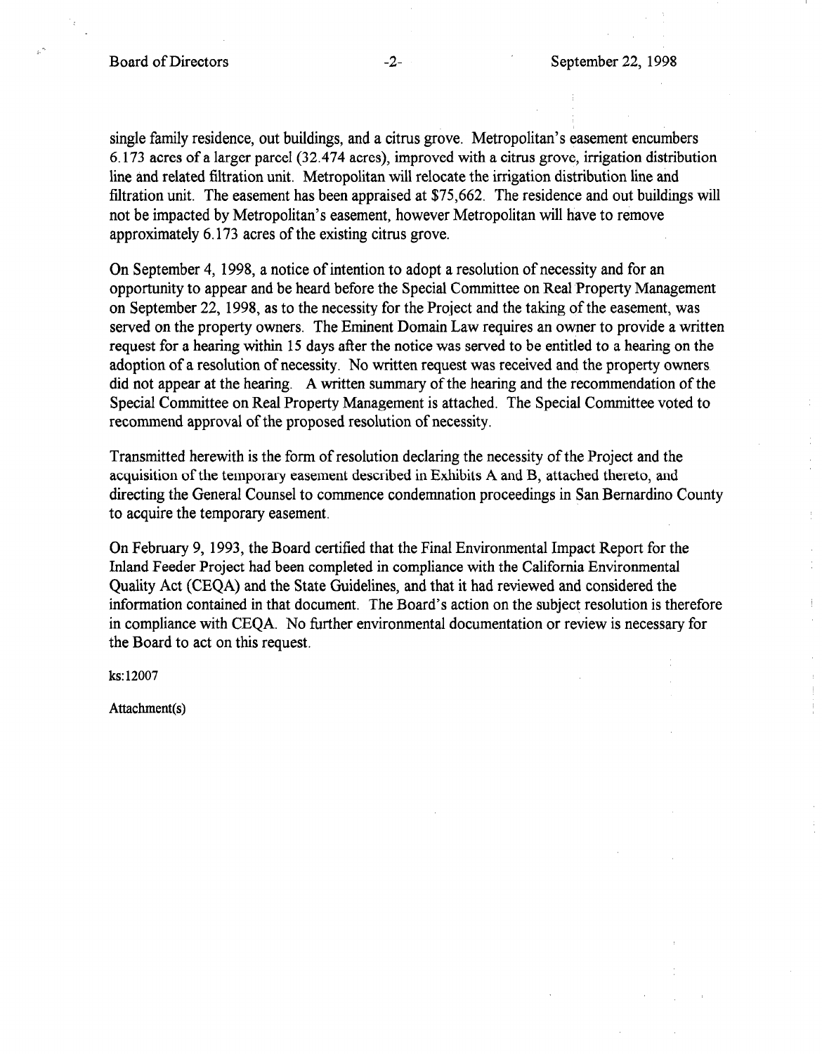single family residence, out buildings, and a citrus grove. Metropolitan's easement encumbers 6.173 acres of a larger parcel (32.474 acres), improved with a citrus grove, irrigation distribution line and related filtration unit. Metropolitan will relocate the irrigation distribution line and filtration unit. The easement has been appraised at $75,662. The residence and out buildings will not be impacted by Metropolitan's easement, however Metropolitan will have to remove approximately 6.173 acres of the existing citrus grove.

On September 4, 1998, a notice of intention to adopt a resolution of necessity and for an opportunity to appear and be heard before the Special Committee on Real Property Management on September 22, 1998, as to the necessity for the Project and the taking of the easement, was served on the property owners. The Eminent Domain Law requires an owner to provide a written request for a hearing within 15 days after the notice was served to be entitled to a hearing on the adoption of a resolution of necessity. No written request was received and the property owners did not appear at the hearing. A written summary of the hearing and the recommendation of the Special Committee on Real Property Management is attached. The Special Committee voted to recommend approval of the proposed resolution of necessity.

Transmitted herewith is the form of resolution declaring the necessity of the Project and the acquisition of the temporary easement described in Exhibits A and B, attached thereto, and directing the General Counsel to commence condemnation proceedings in San Bernardino County to acquire the temporary easement.

On February 9, 1993, the Board certified that the Final Environmental Impact Report for the Inland Feeder Project had been completed in compliance with the California Environmental Quality Act (CEQA) and the State Guidelines, and that it had reviewed and considered the information contained in that document. The Board's action on the subject resolution is therefore in compliance with CEQA. No further environmental documentation or review is necessary for the Board to act on this request.

ks:12007

Attachment(s)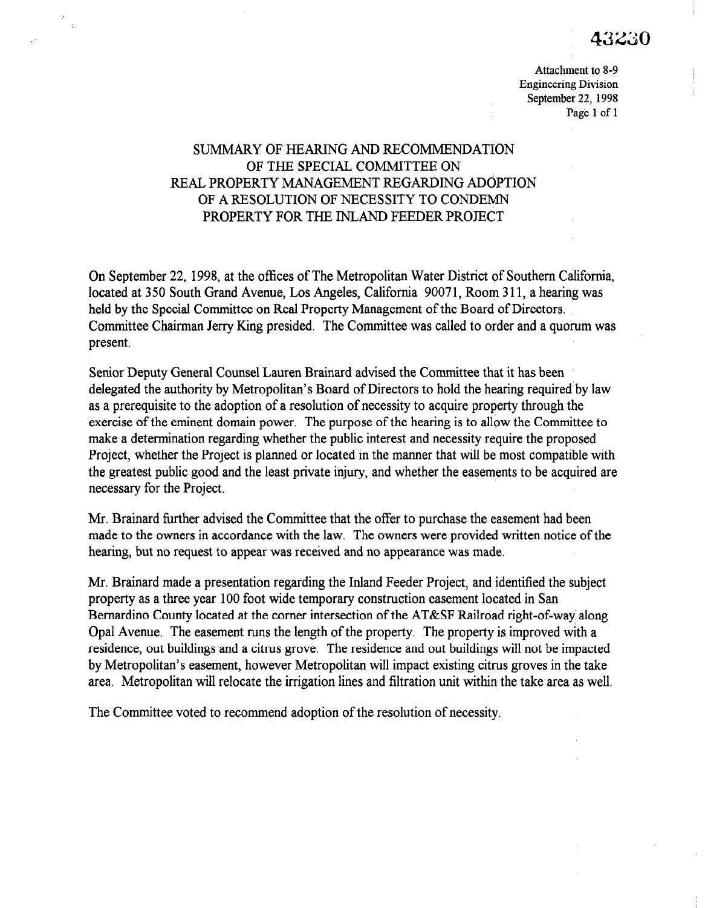43230

Attachment to 8-9
Engineering Division
September 22, 1998

# SUMMARY OF HEARING AND RECOMMENDATION OF THE SPECIAL COMMITTEE ON REAL PROPERTY MANAGEMENT REGARDING ADOPTION OF A RESOLUTION OF NECESSITY TO CONDEMN PROPERTY FOR THE INLAND FEEDER PROJECT

On September 22, 1998, at the offices of The Metropolitan Water District of Southern California, located at 350 South Grand Avenue, Los Angeles, California 90071, Room 311, a hearing was held by the Special Committee on Real Property Management of the Board of Directors. Committee Chairman Jerry King presided. The Committee was called to order and a quorum was present.

Senior Deputy General Counsel Lauren Brainard advised the Committee that it has been delegated the authority by Metropolitan's Board of Directors to hold the hearing required by law as a prerequisite to the adoption of a resolution of necessity to acquire property through the exercise of the eminent domain power. The purpose of the hearing is to allow the Committee to make a determination regarding whether the public interest and necessity require the proposed Project, whether the Project is planned or located in the manner that will be most compatible with the greatest public good and the least private injury, and whether the easements to be acquired are necessary for the Project.

Mr. Brainard further advised the Committee that the offer to purchase the easement had been made to the owners in accordance with the law. The owners were provided written notice of the hearing, but no request to appear was received and no appearance was made.

Mr. Brainard made a presentation regarding the Inland Feeder Project, and identified the subject property as a three year 100 foot wide temporary construction easement located in San Bernardino County located at the corner intersection of the AT&SF Railroad right-of-way along Opal Avenue. The easement runs the length of the property. The property is improved with a residence, out buildings and a citrus grove. The residence and out buildings will not be impacted by Metropolitan's easement, however Metropolitan will impact existing citrus groves in the take area. Metropolitan will relocate the irrigation lines and filtration unit within the take area as well.

The Committee voted to recommend adoption of the resolution of necessity.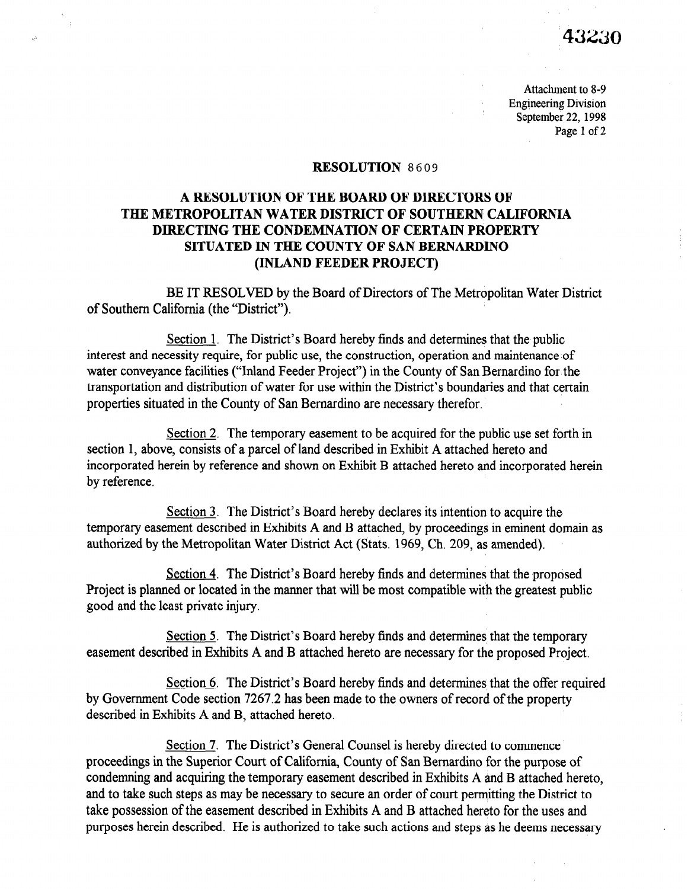43230

Attachment to 8-9
Engineering Division
September 22, 1998

## RESOLUTION 8609

## A RESOLUTION OF THE BOARD OF DIRECTORS OF THE METROPOLITAN WATER DISTRICT OF SOUTHERN CALIFORNIA DIRECTING THE CONDEMNATION OF CERTAIN PROPERTY SITUATED IN THE COUNTY OF SAN BERNARDINO (INLAND FEEDER PROJECT)

BE IT RESOLVED by the Board of Directors of The Metropolitan Water District of Southern California (the "District").

Section 1. The District's Board hereby finds and determines that the public interest and necessity require, for public use, the construction, operation and maintenance of water conveyance facilities ("Inland Feeder Project") in the County of San Bernardino for the transportation and distribution of water for use within the District's boundaries and that certain properties situated in the County of San Bernardino are necessary therefor.

Section 2. The temporary easement to be acquired for the public use set forth in section 1, above, consists of a parcel of land described in Exhibit A attached hereto and incorporated herein by reference and shown on Exhibit B attached hereto and incorporated herein by reference.

Section 3. The District's Board hereby declares its intention to acquire the temporary easement described in Exhibits A and B attached, by proceedings in eminent domain as authorized by the Metropolitan Water District Act (Stats. 1969, Ch. 209, as amended).

Section 4. The District's Board hereby finds and determines that the proposed Project is planned or located in the manner that will be most compatible with the greatest public good and the least private injury.

Section 5. The District's Board hereby finds and determines that the temporary easement described in Exhibits A and B attached hereto are necessary for the proposed Project.

Section 6. The District's Board hereby finds and determines that the offer required by Government Code section 7267.2 has been made to the owners of record of the property described in Exhibits A and B, attached hereto.

Section 7. The District's General Counsel is hereby directed to commence proceedings in the Superior Court of California, County of San Bernardino for the purpose of condemning and acquiring the temporary easement described in Exhibits A and B attached hereto, and to take such steps as may be necessary to secure an order of court permitting the District to take possession of the easement described in Exhibits A and B attached hereto for the uses and purposes herein described. He is authorized to take such actions and steps as he deems necessary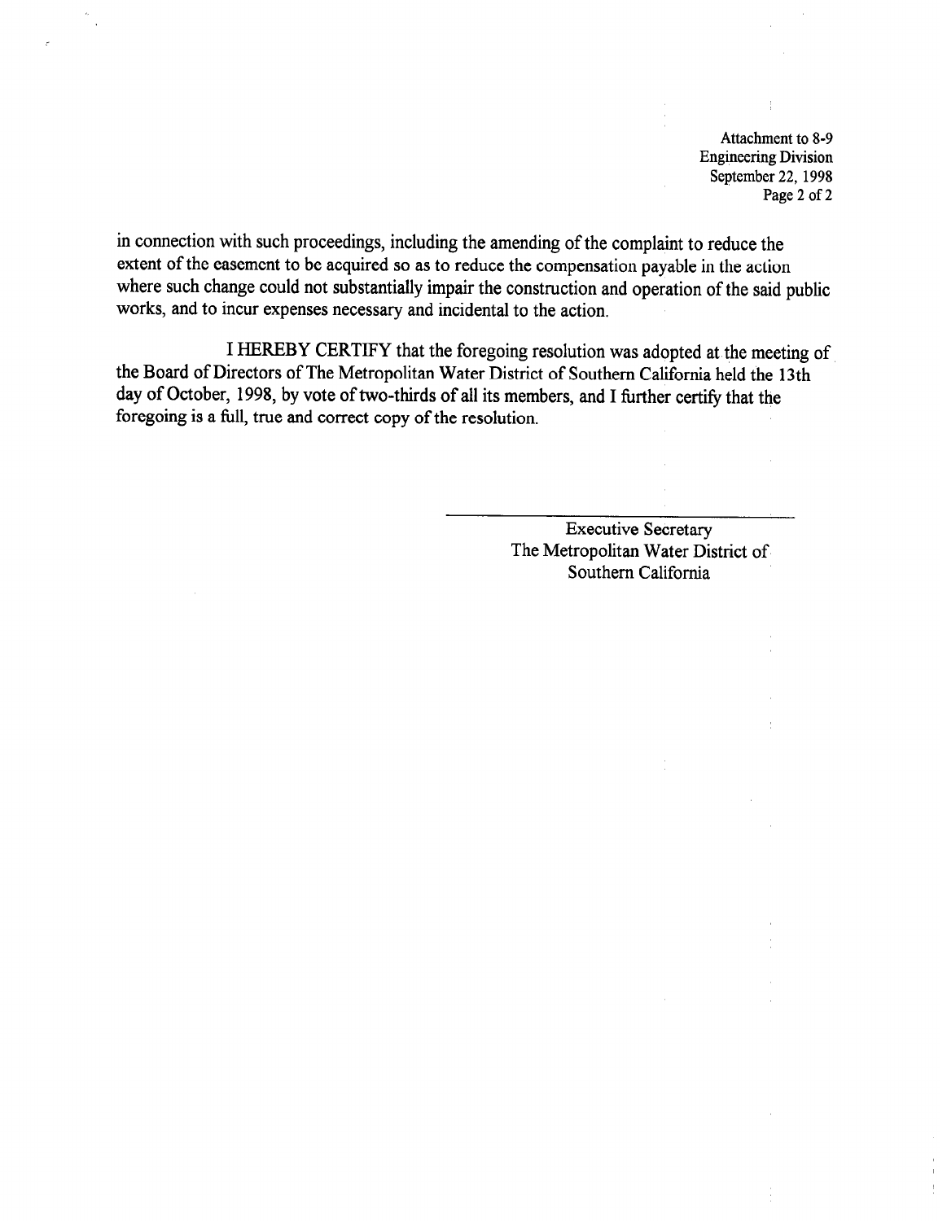Attachment to 8-9
Engineering Division
September 22, 1998

in connection with such proceedings, including the amending of the complaint to reduce the extent of the easement to be acquired so as to reduce the compensation payable in the action where such change could not substantially impair the construction and operation of the said public works, and to incur expenses necessary and incidental to the action.

I HEREBY CERTIFY that the foregoing resolution was adopted at the meeting of the Board of Directors of The Metropolitan Water District of Southern California held the 13th day of October, 1998, by vote of two-thirds of all its members, and I further certify that the foregoing is a full, true and correct copy of the resolution.

Executive Secretary
The Metropolitan Water District of
Southern California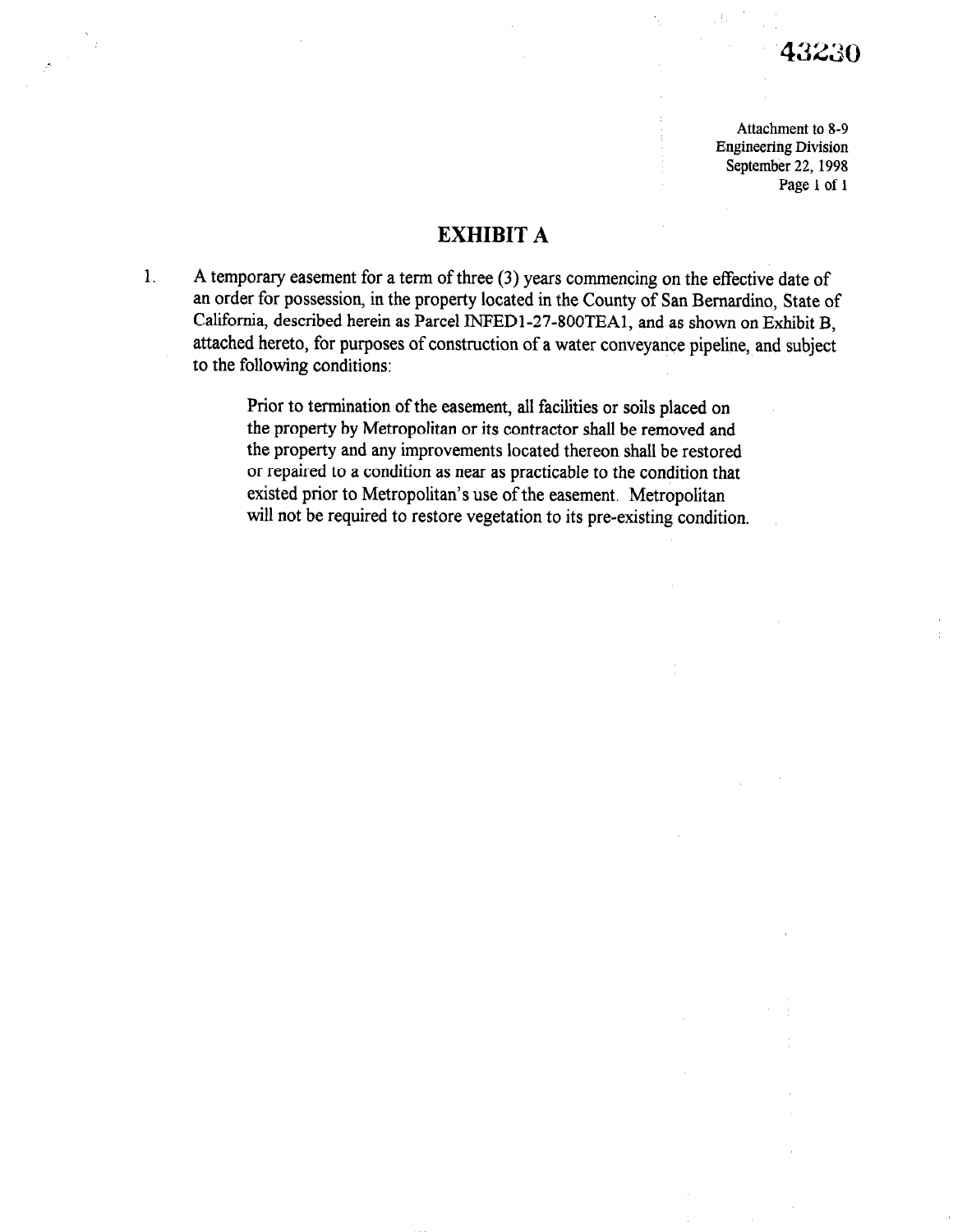43230

Attachment to 8-9
Engineering Division
September 22, 1998

# EXHIBIT A

1. A temporary easement for a term of three (3) years commencing on the effective date of an order for possession, in the property located in the County of San Bernardino, State of California, described herein as Parcel INFED1-27-800TEA1, and as shown on Exhibit B, attached hereto, for purposes of construction of a water conveyance pipeline, and subject to the following conditions:

    Prior to termination of the easement, all facilities or soils placed on the property by Metropolitan or its contractor shall be removed and the property and any improvements located thereon shall be restored or repaired to a condition as near as practicable to the condition that existed prior to Metropolitan's use of the easement. Metropolitan will not be required to restore vegetation to its pre-existing condition.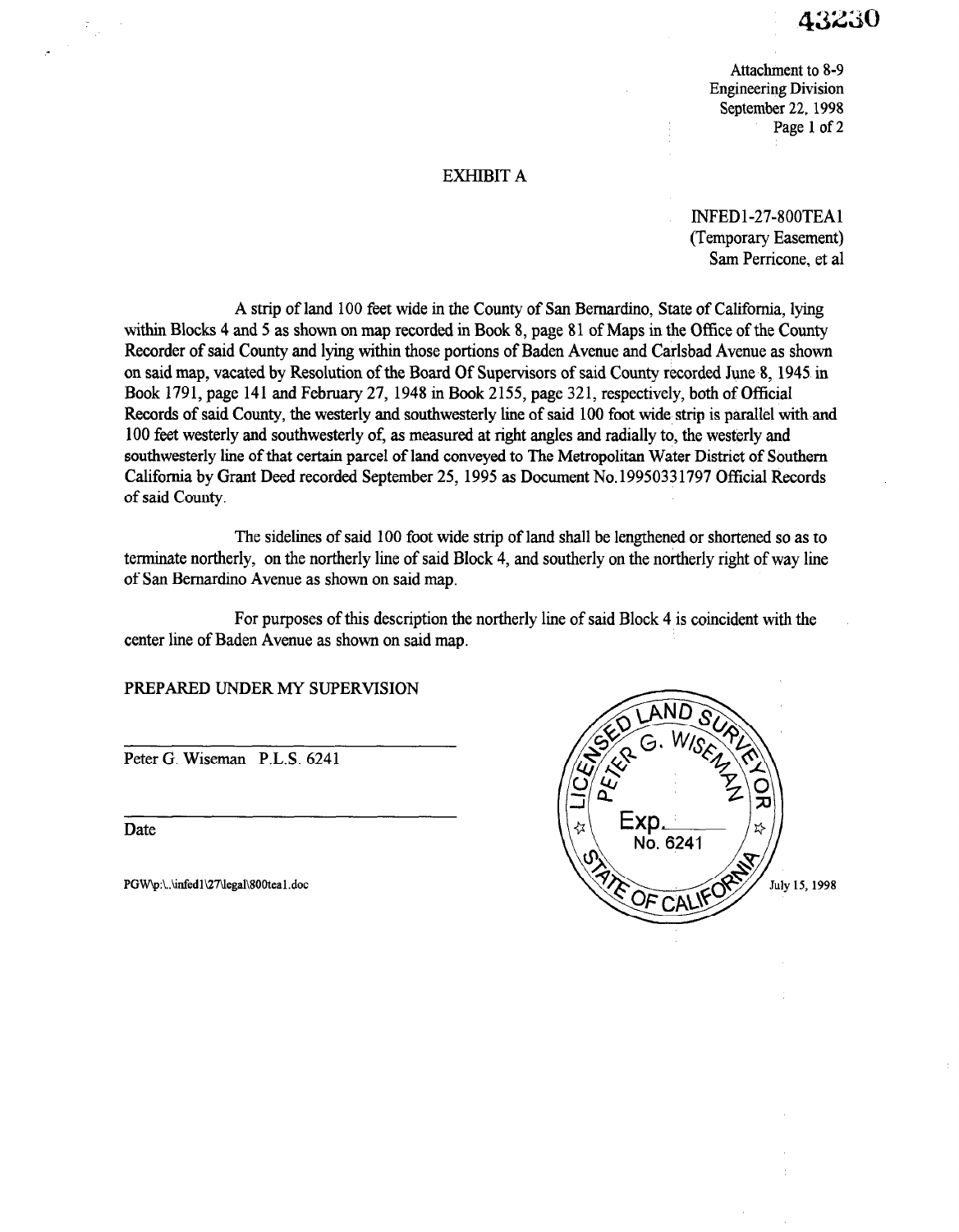43230

Attachment to 8-9
Engineering Division
September 22, 1998

# EXHIBIT A

INFED1-27-800TEA1
(Temporary Easement)
Sam Perricone, et al

A strip of land 100 feet wide in the County of San Bernardino, State of California, lying within Blocks 4 and 5 as shown on map recorded in Book 8, page 81 of Maps in the Office of the County Recorder of said County and lying within those portions of Baden Avenue and Carlsbad Avenue as shown on said map, vacated by Resolution of the Board Of Supervisors of said County recorded June 8, 1945 in Book 1791, page 141 and February 27, 1948 in Book 2155, page 321, respectively, both of Official Records of said County, the westerly and southwesterly line of said 100 foot wide strip is parallel with and 100 feet westerly and southwesterly of, as measured at right angles and radially to, the westerly and southwesterly line of that certain parcel of land conveyed to The Metropolitan Water District of Southern California by Grant Deed recorded September 25, 1995 as Document No.19950331797 Official Records of said County.

The sidelines of said 100 foot wide strip of land shall be lengthened or shortened so as to terminate northerly, on the northerly line of said Block 4, and southerly on the northerly right of way line of San Bernardino Avenue as shown on said map.

For purposes of this description the northerly line of said Block 4 is coincident with the center line of Baden Avenue as shown on said map.

PREPARED UNDER MY SUPERVISION

Peter G. Wiseman P.L.S. 6241

Date

PGW\p:\..\infed1\27\legal\800tea1.doc

LICENSED LAND SURVEYOR
PETER G. WISEMAN
Exp.
No. 6241
STATE OF CALIFORNIA

July 15, 1998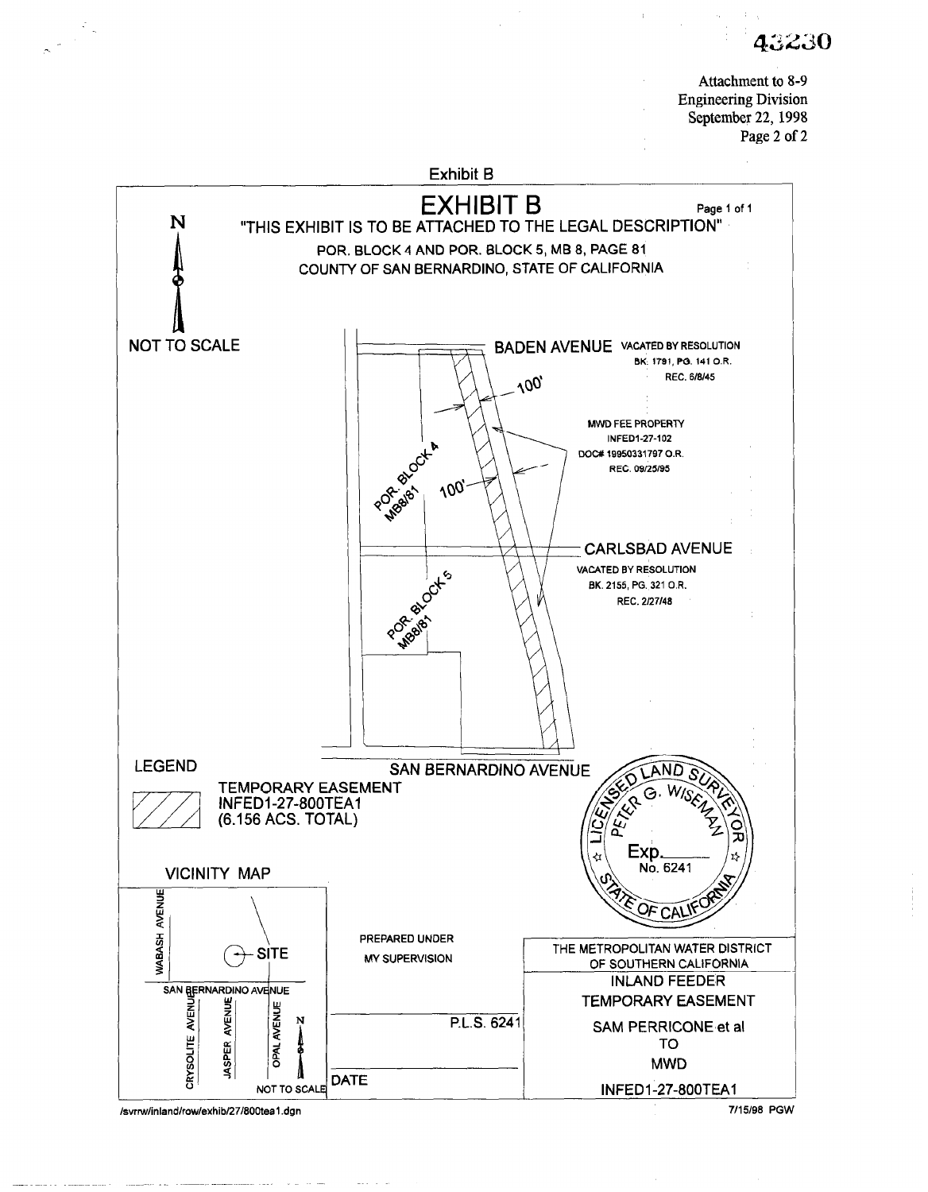43230

Attachment to 8-9
Engineering Division
September 22, 1998
Page 2 of 2

Exhibit B

# EXHIBIT B

Page 1 of 1

"THIS EXHIBIT IS TO BE ATTACHED TO THE LEGAL DESCRIPTION"

POR. BLOCK 4 AND POR. BLOCK 5, MB 8, PAGE 81
COUNTY OF SAN BERNARDINO, STATE OF CALIFORNIA

N

NOT TO SCALE

BADEN AVENUE VACATED BY RESOLUTION
BK. 1791, PG. 141 O.R.
REC. 6/8/45

100'

MWD FEE PROPERTY
INFED1-27-102
DOC# 19950331797 O.R.
REC. 09/25/95

POR. BLOCK 4
MB8/81

100'

CARLSBAD AVENUE
VACATED BY RESOLUTION
BK. 2155, PG. 321 O.R.
REC. 2/27/48

POR. BLOCK 5
MB8/81

SAN BERNARDINO AVENUE

LEGEND

TEMPORARY EASEMENT
INFED1-27-800TEA1
(6.156 ACS. TOTAL)

LICENSED LAND SURVEYOR
PETER G. WISEMAN
Exp. ____
No. 6241
STATE OF CALIFORNIA

VICINITY MAP

WABASH AVENUE

SITE

SAN BERNARDINO AVENUE

CRYSOLITE AVENUE

JASPER AVENUE

OPAL AVENUE

N

NOT TO SCALE

PREPARED UNDER MY SUPERVISION

P.L.S. 6241

DATE

THE METROPOLITAN WATER DISTRICT OF SOUTHERN CALIFORNIA

INLAND FEEDER
TEMPORARY EASEMENT

SAM PERRICONE et al
TO
MWD

INFED1-27-800TEA1

/svrrw/inland/row/exhib/27/800tea1.dgn

7/15/98 PGW